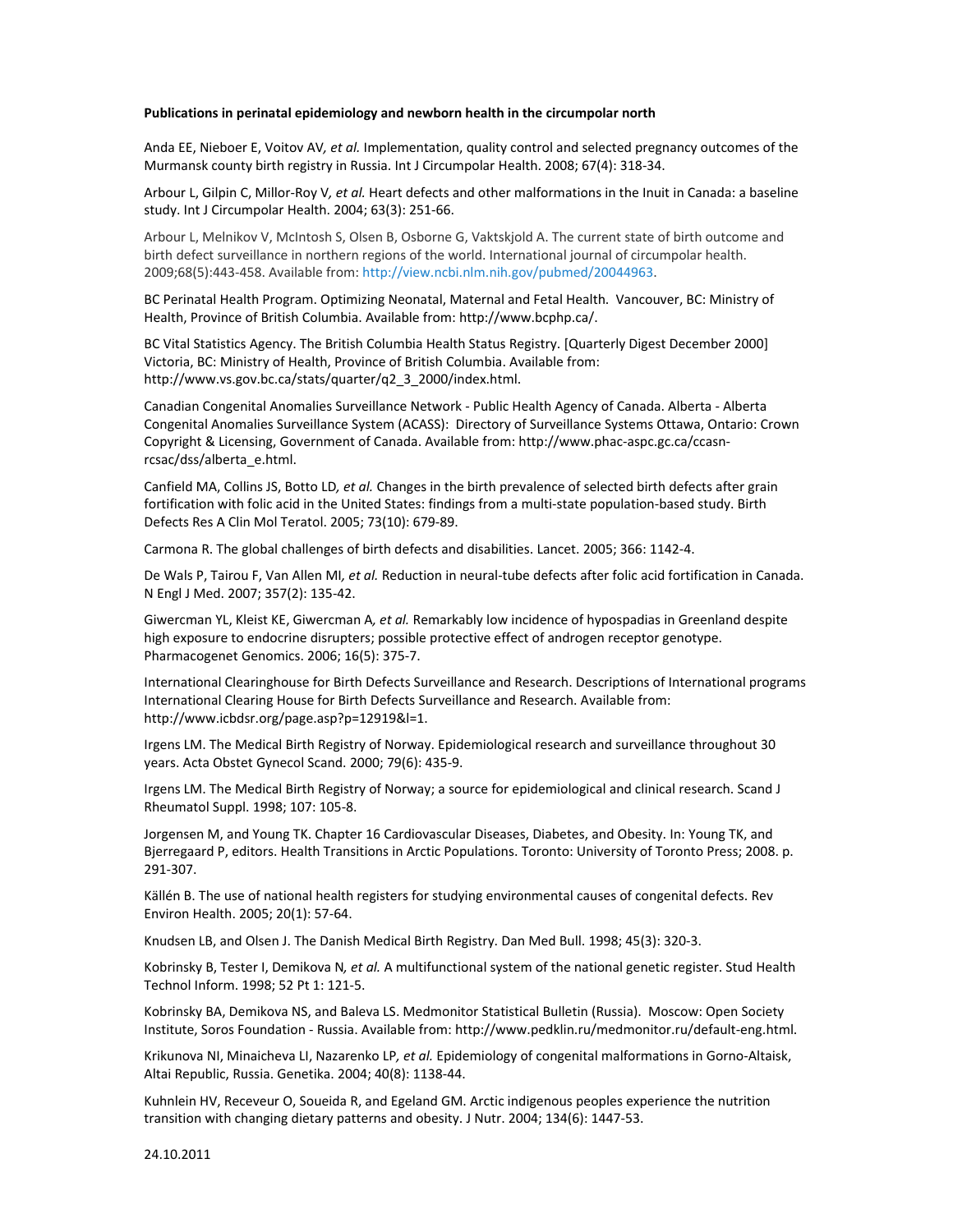**Publications in perinatal epidemiology and newborn health in the circumpolar north**

Anda EE, Nieboer E, Voitov AV*, et al.* Implementation, quality control and selected pregnancy outcomes of the Murmansk county birth registry in Russia. Int J Circumpolar Health. 2008; 67(4): 318-34.

Arbour L, Gilpin C, Millor-Roy V*, et al.* Heart defects and other malformations in the Inuit in Canada: a baseline study. Int J Circumpolar Health. 2004; 63(3): 251-66.

Arbour L, Melnikov V, McIntosh S, Olsen B, Osborne G, Vaktskjold A. The current state of birth outcome and birth defect surveillance in northern regions of the world. International journal of circumpolar health. 2009;68(5):443-458. Available from: http://view.ncbi.nlm.nih.gov/pubmed/20044963.

BC Perinatal Health Program. Optimizing Neonatal, Maternal and Fetal Health. Vancouver, BC: Ministry of Health, Province of British Columbia. Available from: http://www.bcphp.ca/.

BC Vital Statistics Agency. The British Columbia Health Status Registry. [Quarterly Digest December 2000] Victoria, BC: Ministry of Health, Province of British Columbia. Available from: http://www.vs.gov.bc.ca/stats/quarter/q2_3_2000/index.html.

Canadian Congenital Anomalies Surveillance Network - Public Health Agency of Canada. Alberta - Alberta Congenital Anomalies Surveillance System (ACASS): Directory of Surveillance Systems Ottawa, Ontario: Crown Copyright & Licensing, Government of Canada. Available from: http://www.phac-aspc.gc.ca/ccasn-rcsac/dss/alberta_e.html.

Canfield MA, Collins JS, Botto LD*, et al.* Changes in the birth prevalence of selected birth defects after grain fortification with folic acid in the United States: findings from a multi-state population-based study. Birth Defects Res A Clin Mol Teratol. 2005; 73(10): 679-89.

Carmona R. The global challenges of birth defects and disabilities. Lancet. 2005; 366: 1142-4.

De Wals P, Tairou F, Van Allen MI*, et al.* Reduction in neural-tube defects after folic acid fortification in Canada. N Engl J Med. 2007; 357(2): 135-42.

Giwercman YL, Kleist KE, Giwercman A*, et al.* Remarkably low incidence of hypospadias in Greenland despite high exposure to endocrine disrupters; possible protective effect of androgen receptor genotype. Pharmacogenet Genomics. 2006; 16(5): 375-7.

International Clearinghouse for Birth Defects Surveillance and Research. Descriptions of International programs International Clearing House for Birth Defects Surveillance and Research. Available from: http://www.icbdsr.org/page.asp?p=12919&l=1.

Irgens LM. The Medical Birth Registry of Norway. Epidemiological research and surveillance throughout 30 years. Acta Obstet Gynecol Scand. 2000; 79(6): 435-9.

Irgens LM. The Medical Birth Registry of Norway; a source for epidemiological and clinical research. Scand J Rheumatol Suppl. 1998; 107: 105-8.

Jorgensen M, and Young TK. Chapter 16 Cardiovascular Diseases, Diabetes, and Obesity. In: Young TK, and Bjerregaard P, editors. Health Transitions in Arctic Populations. Toronto: University of Toronto Press; 2008. p. 291-307.

Källén B. The use of national health registers for studying environmental causes of congenital defects. Rev Environ Health. 2005; 20(1): 57-64.

Knudsen LB, and Olsen J. The Danish Medical Birth Registry. Dan Med Bull. 1998; 45(3): 320-3.

Kobrinsky B, Tester I, Demikova N*, et al.* A multifunctional system of the national genetic register. Stud Health Technol Inform. 1998; 52 Pt 1: 121-5.

Kobrinsky BA, Demikova NS, and Baleva LS. Medmonitor Statistical Bulletin (Russia). Moscow: Open Society Institute, Soros Foundation - Russia. Available from: http://www.pedklin.ru/medmonitor.ru/default-eng.html.

Krikunova NI, Minaicheva LI, Nazarenko LP*, et al.* Epidemiology of congenital malformations in Gorno-Altaisk, Altai Republic, Russia. Genetika. 2004; 40(8): 1138-44.

Kuhnlein HV, Receveur O, Soueida R, and Egeland GM. Arctic indigenous peoples experience the nutrition transition with changing dietary patterns and obesity. J Nutr. 2004; 134(6): 1447-53.

24.10.2011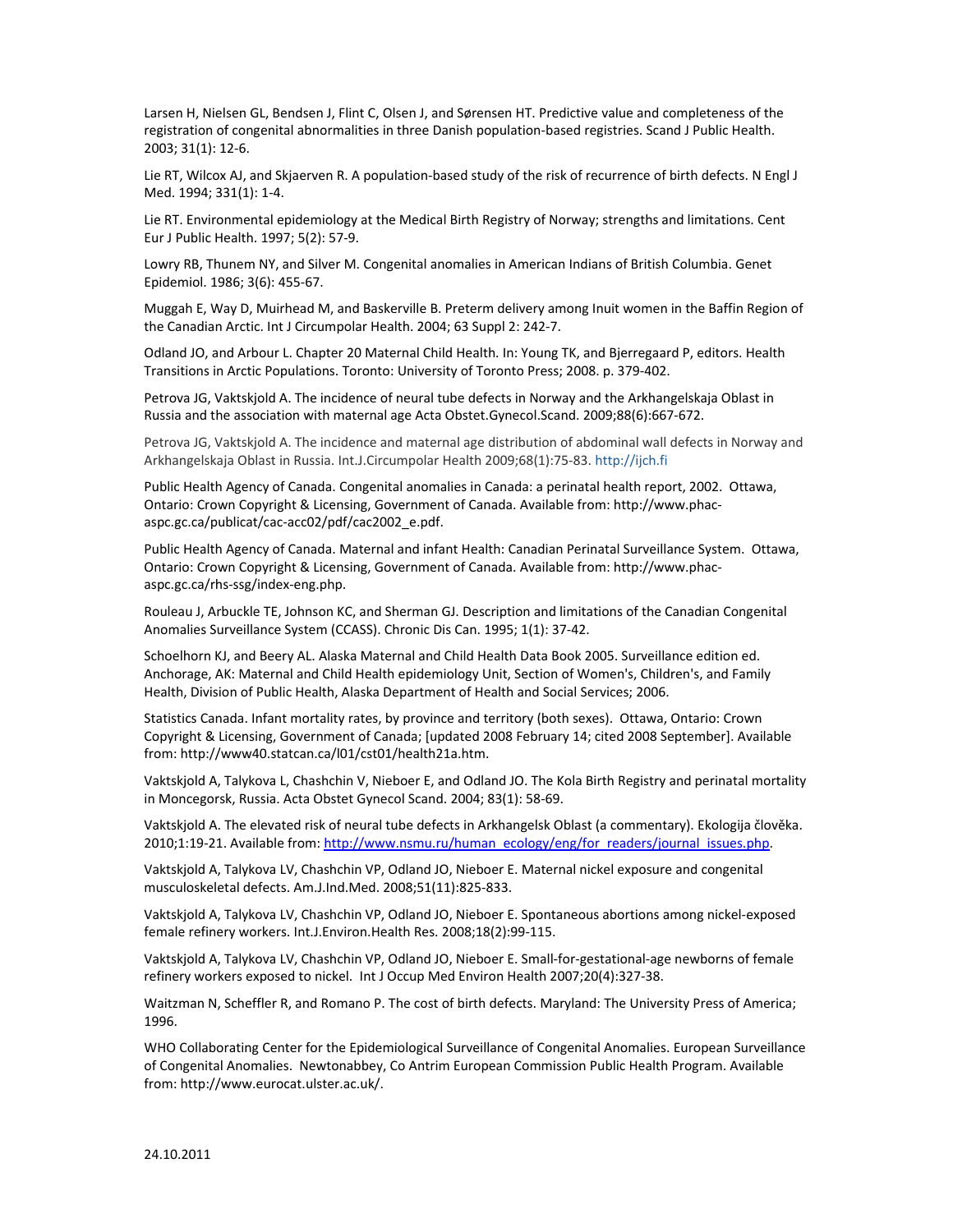Larsen H, Nielsen GL, Bendsen J, Flint C, Olsen J, and Sørensen HT. Predictive value and completeness of the registration of congenital abnormalities in three Danish population-based registries. Scand J Public Health. 2003; 31(1): 12-6.

Lie RT, Wilcox AJ, and Skjaerven R. A population-based study of the risk of recurrence of birth defects. N Engl J Med. 1994; 331(1): 1-4.

Lie RT. Environmental epidemiology at the Medical Birth Registry of Norway; strengths and limitations. Cent Eur J Public Health. 1997; 5(2): 57-9.

Lowry RB, Thunem NY, and Silver M. Congenital anomalies in American Indians of British Columbia. Genet Epidemiol. 1986; 3(6): 455-67.

Muggah E, Way D, Muirhead M, and Baskerville B. Preterm delivery among Inuit women in the Baffin Region of the Canadian Arctic. Int J Circumpolar Health. 2004; 63 Suppl 2: 242-7.

Odland JO, and Arbour L. Chapter 20 Maternal Child Health. In: Young TK, and Bjerregaard P, editors. Health Transitions in Arctic Populations. Toronto: University of Toronto Press; 2008. p. 379-402.

Petrova JG, Vaktskjold A. The incidence of neural tube defects in Norway and the Arkhangelskaja Oblast in Russia and the association with maternal age Acta Obstet.Gynecol.Scand. 2009;88(6):667-672.

Petrova JG, Vaktskjold A. The incidence and maternal age distribution of abdominal wall defects in Norway and Arkhangelskaja Oblast in Russia. Int.J.Circumpolar Health 2009;68(1):75-83. http://ijch.fi

Public Health Agency of Canada. Congenital anomalies in Canada: a perinatal health report, 2002. Ottawa, Ontario: Crown Copyright & Licensing, Government of Canada. Available from: http://www.phac-aspc.gc.ca/publicat/cac-acc02/pdf/cac2002_e.pdf.

Public Health Agency of Canada. Maternal and infant Health: Canadian Perinatal Surveillance System. Ottawa, Ontario: Crown Copyright & Licensing, Government of Canada. Available from: http://www.phac-aspc.gc.ca/rhs-ssg/index-eng.php.

Rouleau J, Arbuckle TE, Johnson KC, and Sherman GJ. Description and limitations of the Canadian Congenital Anomalies Surveillance System (CCASS). Chronic Dis Can. 1995; 1(1): 37-42.

Schoelhorn KJ, and Beery AL. Alaska Maternal and Child Health Data Book 2005. Surveillance edition ed. Anchorage, AK: Maternal and Child Health epidemiology Unit, Section of Women's, Children's, and Family Health, Division of Public Health, Alaska Department of Health and Social Services; 2006.

Statistics Canada. Infant mortality rates, by province and territory (both sexes). Ottawa, Ontario: Crown Copyright & Licensing, Government of Canada; [updated 2008 February 14; cited 2008 September]. Available from: http://www40.statcan.ca/l01/cst01/health21a.htm.

Vaktskjold A, Talykova L, Chashchin V, Nieboer E, and Odland JO. The Kola Birth Registry and perinatal mortality in Moncegorsk, Russia. Acta Obstet Gynecol Scand. 2004; 83(1): 58-69.

Vaktskjold A. The elevated risk of neural tube defects in Arkhangelsk Oblast (a commentary). Ekologija člověka. 2010;1:19-21. Available from: http://www.nsmu.ru/human_ecology/eng/for_readers/journal_issues.php.

Vaktskjold A, Talykova LV, Chashchin VP, Odland JO, Nieboer E. Maternal nickel exposure and congenital musculoskeletal defects. Am.J.Ind.Med. 2008;51(11):825-833.

Vaktskjold A, Talykova LV, Chashchin VP, Odland JO, Nieboer E. Spontaneous abortions among nickel-exposed female refinery workers. Int.J.Environ.Health Res. 2008;18(2):99-115.

Vaktskjold A, Talykova LV, Chashchin VP, Odland JO, Nieboer E. Small-for-gestational-age newborns of female refinery workers exposed to nickel. Int J Occup Med Environ Health 2007;20(4):327-38.

Waitzman N, Scheffler R, and Romano P. The cost of birth defects. Maryland: The University Press of America; 1996.

WHO Collaborating Center for the Epidemiological Surveillance of Congenital Anomalies. European Surveillance of Congenital Anomalies. Newtonabbey, Co Antrim European Commission Public Health Program. Available from: http://www.eurocat.ulster.ac.uk/.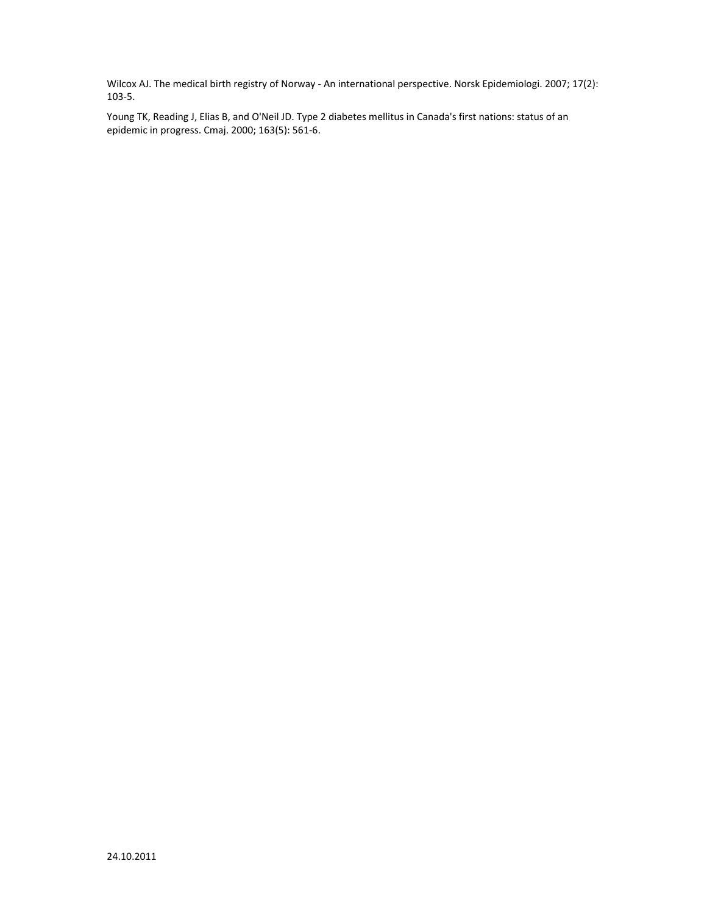Wilcox AJ. The medical birth registry of Norway - An international perspective. Norsk Epidemiologi. 2007; 17(2): 103-5.

Young TK, Reading J, Elias B, and O'Neil JD. Type 2 diabetes mellitus in Canada's first nations: status of an epidemic in progress. Cmaj. 2000; 163(5): 561-6.

24.10.2011